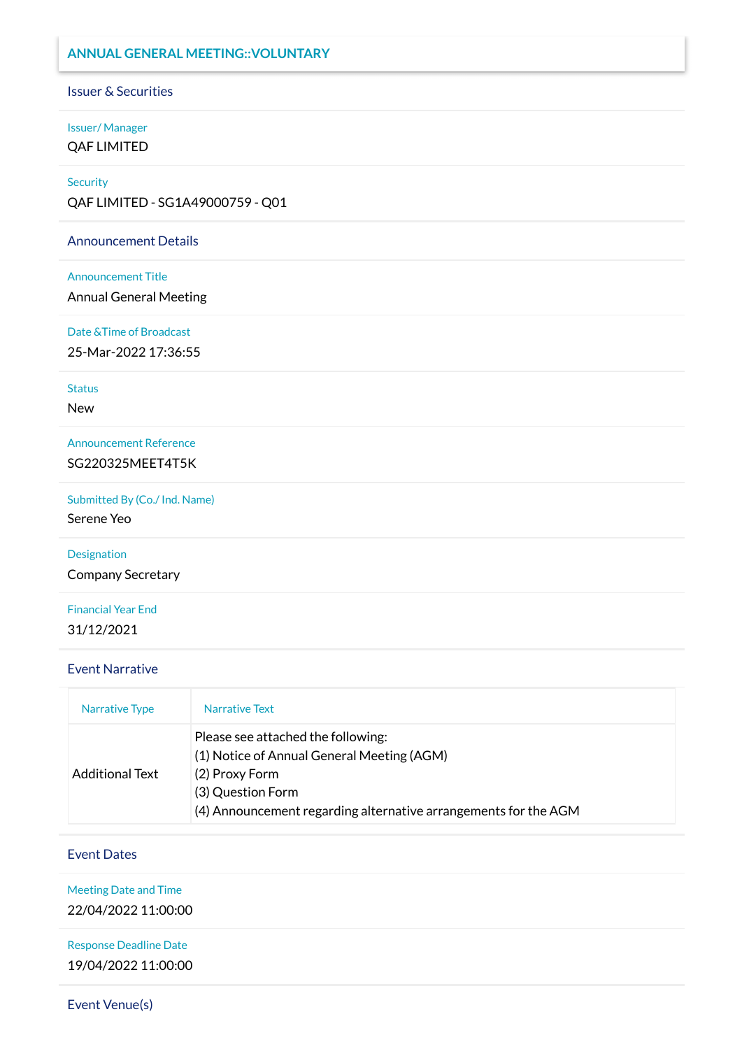# ANNUAL GENERAL MEETING::VOLUNTARY

## Issuer & Securities

**Issuer/ Manager**

QAF LIMITED

**Security**

QAF LIMITED - SG1A49000759 - Q01

## Announcement Details

**Announcement Title**

Annual General Meeting

**Date &Time of Broadcast**

25-Mar-2022 17:36:55

**Status**

New

**Announcement Reference**

SG220325MEET4T5K

**Submitted By (Co./ Ind. Name)**

Serene Yeo

**Designation**

Company Secretary

**Financial Year End**

31/12/2021

## Event Narrative

| Narrative Type | Narrative Text |
| --- | --- |
| Additional Text | Please see attached the following:<br>(1) Notice of Annual General Meeting (AGM)<br>(2) Proxy Form<br>(3) Question Form<br>(4) Announcement regarding alternative arrangements for the AGM |

## Event Dates

**Meeting Date and Time**

22/04/2022 11:00:00

**Response Deadline Date**

19/04/2022 11:00:00

## Event Venue(s)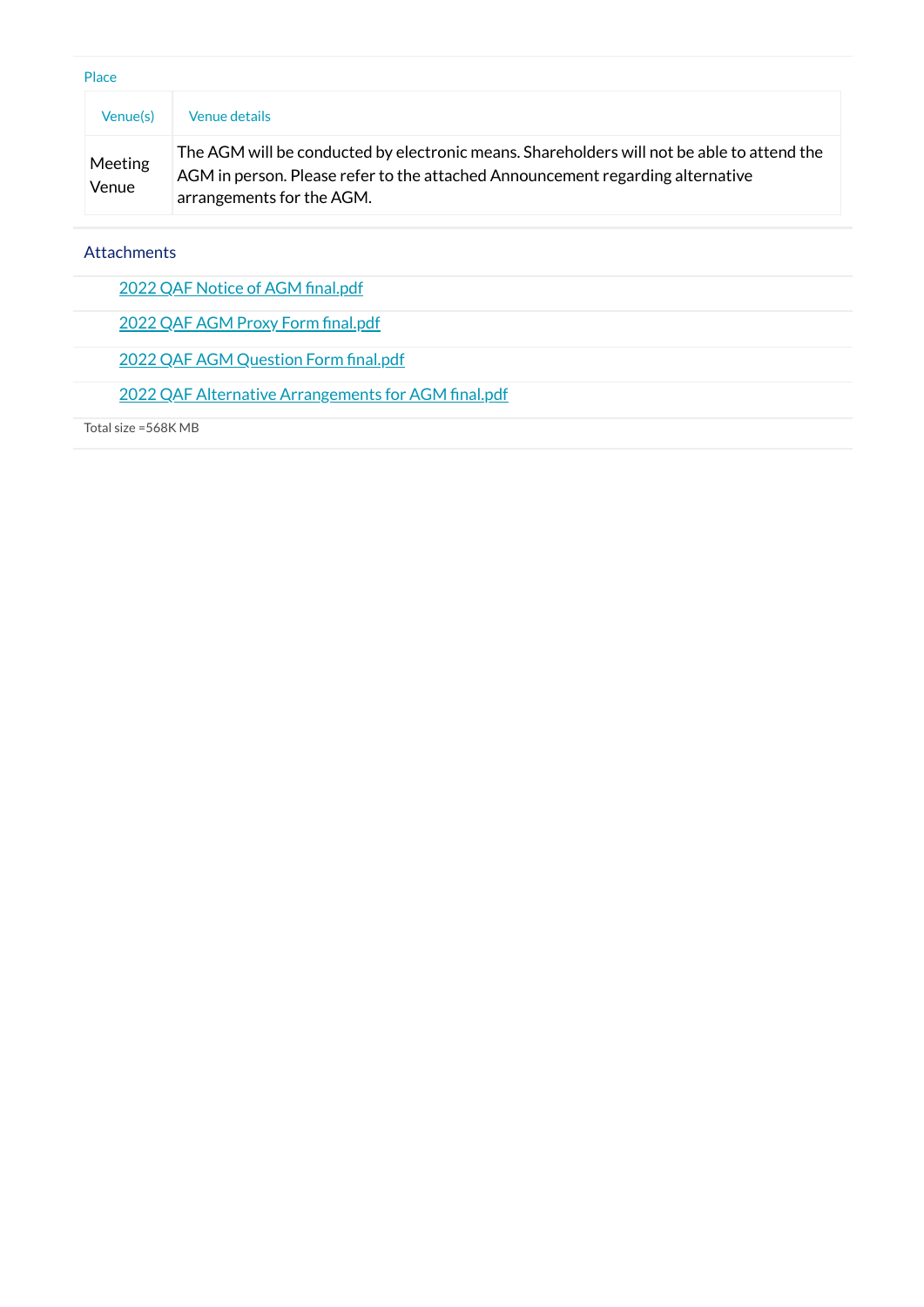Place

| Venue(s) | Venue details |
|---|---|
| Meeting Venue | The AGM will be conducted by electronic means. Shareholders will not be able to attend the AGM in person. Please refer to the attached Announcement regarding alternative arrangements for the AGM. |

Attachments

- 2022 QAF Notice of AGM final.pdf
- 2022 QAF AGM Proxy Form final.pdf
- 2022 QAF AGM Question Form final.pdf
- 2022 QAF Alternative Arrangements for AGM final.pdf

Total size =568K MB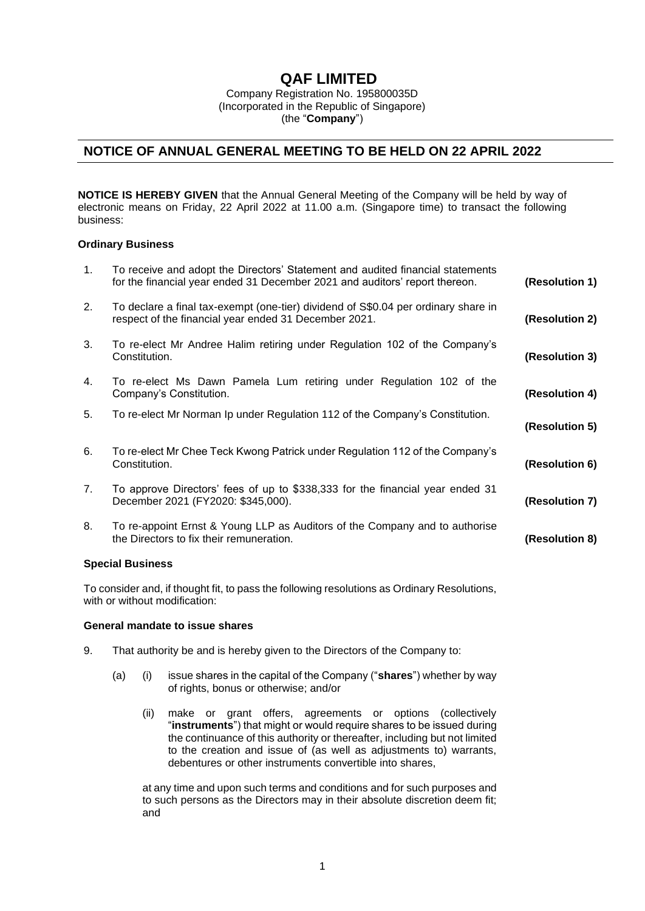# QAF LIMITED

Company Registration No. 195800035D
(Incorporated in the Republic of Singapore)
(the "**Company**")

## NOTICE OF ANNUAL GENERAL MEETING TO BE HELD ON 22 APRIL 2022

**NOTICE IS HEREBY GIVEN** that the Annual General Meeting of the Company will be held by way of electronic means on Friday, 22 April 2022 at 11.00 a.m. (Singapore time) to transact the following business:

**Ordinary Business**

1. To receive and adopt the Directors' Statement and audited financial statements for the financial year ended 31 December 2021 and auditors' report thereon. **(Resolution 1)**

2. To declare a final tax-exempt (one-tier) dividend of S$0.04 per ordinary share in respect of the financial year ended 31 December 2021. **(Resolution 2)**

3. To re-elect Mr Andree Halim retiring under Regulation 102 of the Company's Constitution. **(Resolution 3)**

4. To re-elect Ms Dawn Pamela Lum retiring under Regulation 102 of the Company's Constitution. **(Resolution 4)**

5. To re-elect Mr Norman Ip under Regulation 112 of the Company's Constitution. **(Resolution 5)**

6. To re-elect Mr Chee Teck Kwong Patrick under Regulation 112 of the Company's Constitution. **(Resolution 6)**

7. To approve Directors' fees of up to $338,333 for the financial year ended 31 December 2021 (FY2020: $345,000). **(Resolution 7)**

8. To re-appoint Ernst & Young LLP as Auditors of the Company and to authorise the Directors to fix their remuneration. **(Resolution 8)**

**Special Business**

To consider and, if thought fit, to pass the following resolutions as Ordinary Resolutions, with or without modification:

**General mandate to issue shares**

9. That authority be and is hereby given to the Directors of the Company to:

   (a) (i) issue shares in the capital of the Company ("**shares**") whether by way of rights, bonus or otherwise; and/or

   (ii) make or grant offers, agreements or options (collectively "**instruments**") that might or would require shares to be issued during the continuance of this authority or thereafter, including but not limited to the creation and issue of (as well as adjustments to) warrants, debentures or other instruments convertible into shares,

   at any time and upon such terms and conditions and for such purposes and to such persons as the Directors may in their absolute discretion deem fit; and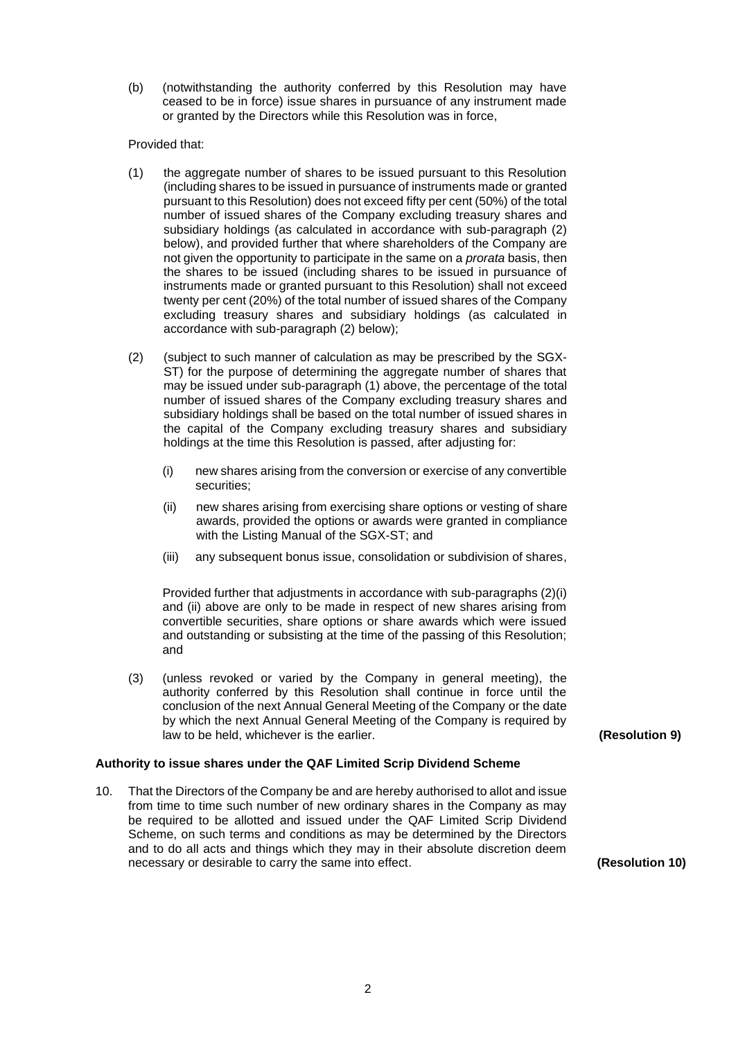(b) (notwithstanding the authority conferred by this Resolution may have ceased to be in force) issue shares in pursuance of any instrument made or granted by the Directors while this Resolution was in force,

Provided that:

(1) the aggregate number of shares to be issued pursuant to this Resolution (including shares to be issued in pursuance of instruments made or granted pursuant to this Resolution) does not exceed fifty per cent (50%) of the total number of issued shares of the Company excluding treasury shares and subsidiary holdings (as calculated in accordance with sub-paragraph (2) below), and provided further that where shareholders of the Company are not given the opportunity to participate in the same on a *prorata* basis, then the shares to be issued (including shares to be issued in pursuance of instruments made or granted pursuant to this Resolution) shall not exceed twenty per cent (20%) of the total number of issued shares of the Company excluding treasury shares and subsidiary holdings (as calculated in accordance with sub-paragraph (2) below);

(2) (subject to such manner of calculation as may be prescribed by the SGX-ST) for the purpose of determining the aggregate number of shares that may be issued under sub-paragraph (1) above, the percentage of the total number of issued shares of the Company excluding treasury shares and subsidiary holdings shall be based on the total number of issued shares in the capital of the Company excluding treasury shares and subsidiary holdings at the time this Resolution is passed, after adjusting for:

   (i) new shares arising from the conversion or exercise of any convertible securities;

   (ii) new shares arising from exercising share options or vesting of share awards, provided the options or awards were granted in compliance with the Listing Manual of the SGX-ST; and

   (iii) any subsequent bonus issue, consolidation or subdivision of shares,

   Provided further that adjustments in accordance with sub-paragraphs (2)(i) and (ii) above are only to be made in respect of new shares arising from convertible securities, share options or share awards which were issued and outstanding or subsisting at the time of the passing of this Resolution; and

(3) (unless revoked or varied by the Company in general meeting), the authority conferred by this Resolution shall continue in force until the conclusion of the next Annual General Meeting of the Company or the date by which the next Annual General Meeting of the Company is required by law to be held, whichever is the earlier. **(Resolution 9)**

**Authority to issue shares under the QAF Limited Scrip Dividend Scheme**

10. That the Directors of the Company be and are hereby authorised to allot and issue from time to time such number of new ordinary shares in the Company as may be required to be allotted and issued under the QAF Limited Scrip Dividend Scheme, on such terms and conditions as may be determined by the Directors and to do all acts and things which they may in their absolute discretion deem necessary or desirable to carry the same into effect. **(Resolution 10)**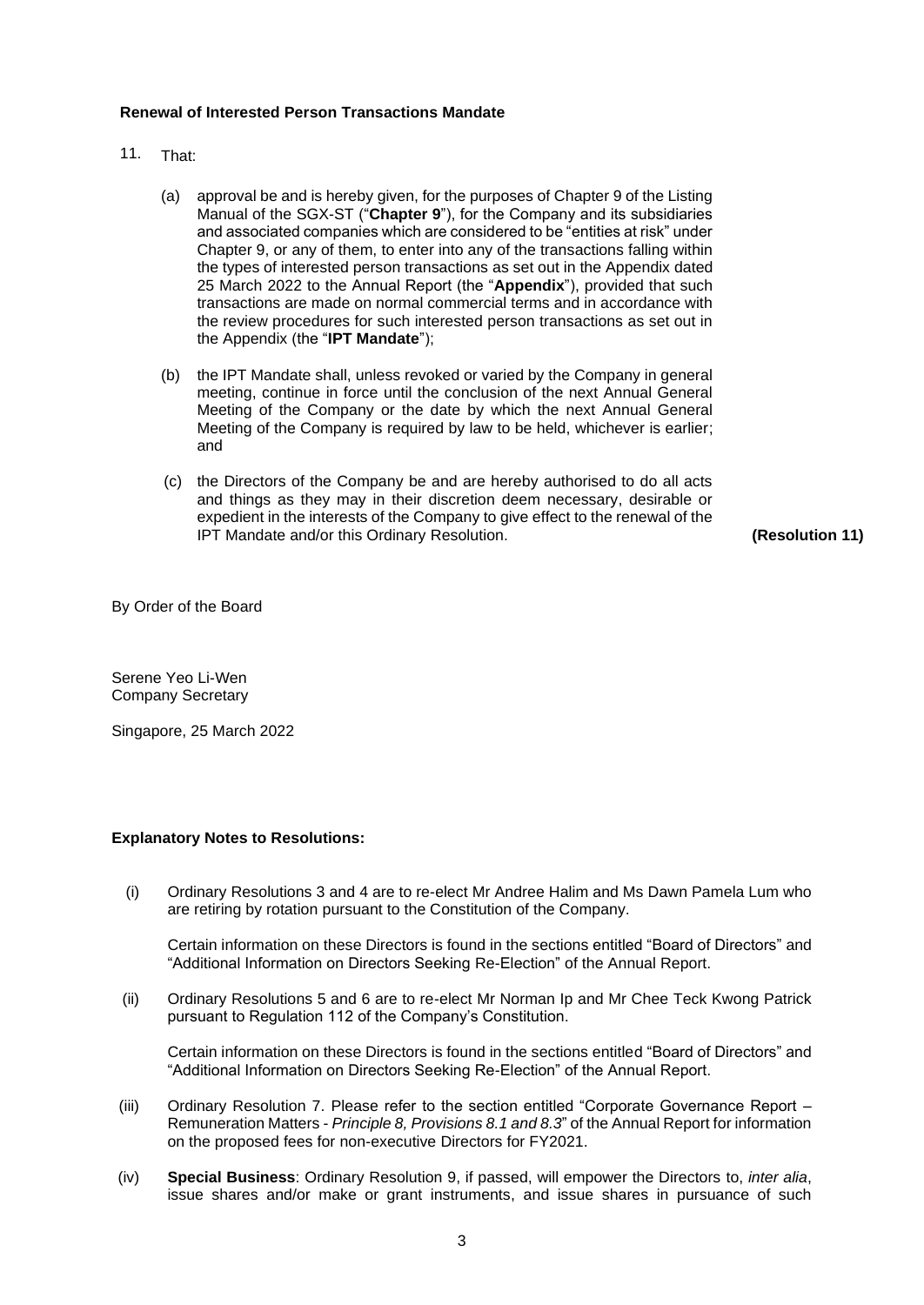**Renewal of Interested Person Transactions Mandate**

11. That:

  (a) approval be and is hereby given, for the purposes of Chapter 9 of the Listing Manual of the SGX-ST ("**Chapter 9**"), for the Company and its subsidiaries and associated companies which are considered to be "entities at risk" under Chapter 9, or any of them, to enter into any of the transactions falling within the types of interested person transactions as set out in the Appendix dated 25 March 2022 to the Annual Report (the "**Appendix**"), provided that such transactions are made on normal commercial terms and in accordance with the review procedures for such interested person transactions as set out in the Appendix (the "**IPT Mandate**");

  (b) the IPT Mandate shall, unless revoked or varied by the Company in general meeting, continue in force until the conclusion of the next Annual General Meeting of the Company or the date by which the next Annual General Meeting of the Company is required by law to be held, whichever is earlier; and

  (c) the Directors of the Company be and are hereby authorised to do all acts and things as they may in their discretion deem necessary, desirable or expedient in the interests of the Company to give effect to the renewal of the IPT Mandate and/or this Ordinary Resolution. **(Resolution 11)**

By Order of the Board

Serene Yeo Li-Wen
Company Secretary

Singapore, 25 March 2022

**Explanatory Notes to Resolutions:**

(i) Ordinary Resolutions 3 and 4 are to re-elect Mr Andree Halim and Ms Dawn Pamela Lum who are retiring by rotation pursuant to the Constitution of the Company.

Certain information on these Directors is found in the sections entitled "Board of Directors" and "Additional Information on Directors Seeking Re-Election" of the Annual Report.

(ii) Ordinary Resolutions 5 and 6 are to re-elect Mr Norman Ip and Mr Chee Teck Kwong Patrick pursuant to Regulation 112 of the Company's Constitution.

Certain information on these Directors is found in the sections entitled "Board of Directors" and "Additional Information on Directors Seeking Re-Election" of the Annual Report.

(iii) Ordinary Resolution 7. Please refer to the section entitled "Corporate Governance Report – Remuneration Matters - *Principle 8, Provisions 8.1 and 8.3*" of the Annual Report for information on the proposed fees for non-executive Directors for FY2021.

(iv) **Special Business**: Ordinary Resolution 9, if passed, will empower the Directors to, *inter alia*, issue shares and/or make or grant instruments, and issue shares in pursuance of such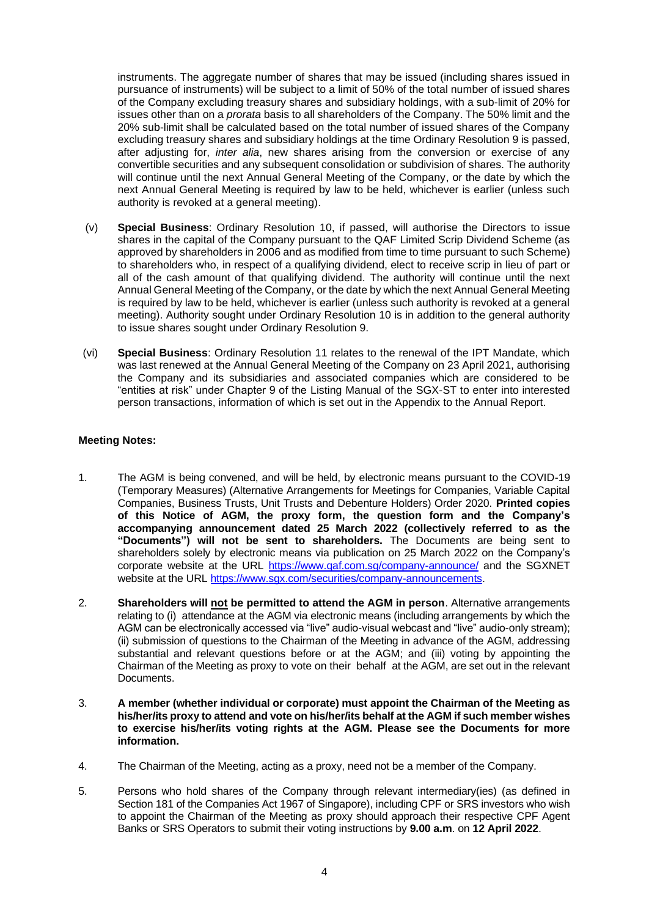instruments. The aggregate number of shares that may be issued (including shares issued in pursuance of instruments) will be subject to a limit of 50% of the total number of issued shares of the Company excluding treasury shares and subsidiary holdings, with a sub-limit of 20% for issues other than on a *prorata* basis to all shareholders of the Company. The 50% limit and the 20% sub-limit shall be calculated based on the total number of issued shares of the Company excluding treasury shares and subsidiary holdings at the time Ordinary Resolution 9 is passed, after adjusting for, *inter alia*, new shares arising from the conversion or exercise of any convertible securities and any subsequent consolidation or subdivision of shares. The authority will continue until the next Annual General Meeting of the Company, or the date by which the next Annual General Meeting is required by law to be held, whichever is earlier (unless such authority is revoked at a general meeting).

(v) **Special Business**: Ordinary Resolution 10, if passed, will authorise the Directors to issue shares in the capital of the Company pursuant to the QAF Limited Scrip Dividend Scheme (as approved by shareholders in 2006 and as modified from time to time pursuant to such Scheme) to shareholders who, in respect of a qualifying dividend, elect to receive scrip in lieu of part or all of the cash amount of that qualifying dividend. The authority will continue until the next Annual General Meeting of the Company, or the date by which the next Annual General Meeting is required by law to be held, whichever is earlier (unless such authority is revoked at a general meeting). Authority sought under Ordinary Resolution 10 is in addition to the general authority to issue shares sought under Ordinary Resolution 9.

(vi) **Special Business**: Ordinary Resolution 11 relates to the renewal of the IPT Mandate, which was last renewed at the Annual General Meeting of the Company on 23 April 2021, authorising the Company and its subsidiaries and associated companies which are considered to be "entities at risk" under Chapter 9 of the Listing Manual of the SGX-ST to enter into interested person transactions, information of which is set out in the Appendix to the Annual Report.

**Meeting Notes:**

1. The AGM is being convened, and will be held, by electronic means pursuant to the COVID-19 (Temporary Measures) (Alternative Arrangements for Meetings for Companies, Variable Capital Companies, Business Trusts, Unit Trusts and Debenture Holders) Order 2020. **Printed copies of this Notice of AGM, the proxy form, the question form and the Company's accompanying announcement dated 25 March 2022 (collectively referred to as the "Documents") will not be sent to shareholders.** The Documents are being sent to shareholders solely by electronic means via publication on 25 March 2022 on the Company's corporate website at the URL https://www.qaf.com.sg/company-announce/ and the SGXNET website at the URL https://www.sgx.com/securities/company-announcements.

2. **Shareholders will not be permitted to attend the AGM in person**. Alternative arrangements relating to (i) attendance at the AGM via electronic means (including arrangements by which the AGM can be electronically accessed via "live" audio-visual webcast and "live" audio-only stream); (ii) submission of questions to the Chairman of the Meeting in advance of the AGM, addressing substantial and relevant questions before or at the AGM; and (iii) voting by appointing the Chairman of the Meeting as proxy to vote on their behalf at the AGM, are set out in the relevant Documents.

3. **A member (whether individual or corporate) must appoint the Chairman of the Meeting as his/her/its proxy to attend and vote on his/her/its behalf at the AGM if such member wishes to exercise his/her/its voting rights at the AGM. Please see the Documents for more information.**

4. The Chairman of the Meeting, acting as a proxy, need not be a member of the Company.

5. Persons who hold shares of the Company through relevant intermediary(ies) (as defined in Section 181 of the Companies Act 1967 of Singapore), including CPF or SRS investors who wish to appoint the Chairman of the Meeting as proxy should approach their respective CPF Agent Banks or SRS Operators to submit their voting instructions by **9.00 a.m**. on **12 April 2022**.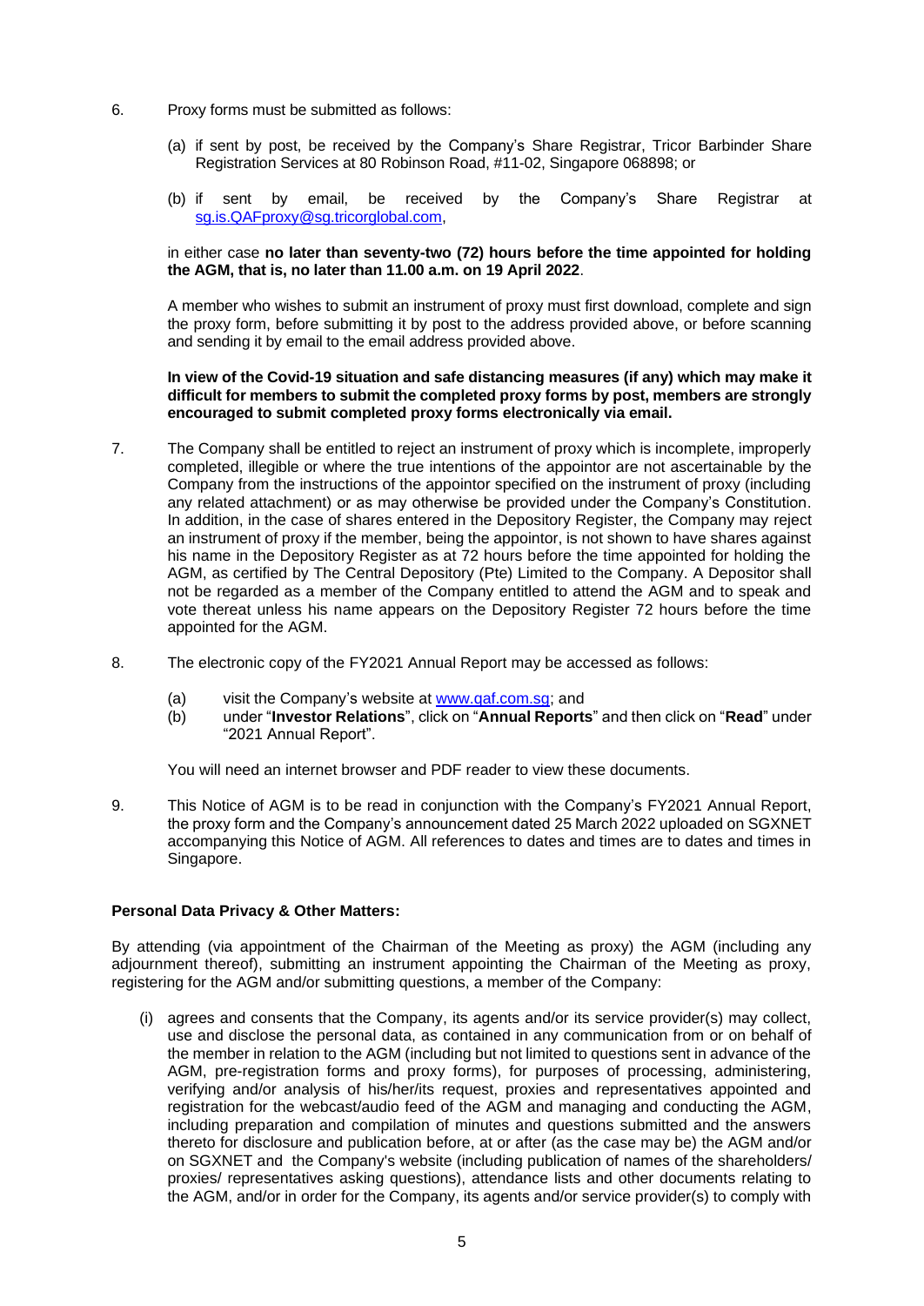6. Proxy forms must be submitted as follows:

   (a) if sent by post, be received by the Company's Share Registrar, Tricor Barbinder Share Registration Services at 80 Robinson Road, #11-02, Singapore 068898; or

   (b) if sent by email, be received by the Company's Share Registrar at sg.is.QAFproxy@sg.tricorglobal.com,

   in either case **no later than seventy-two (72) hours before the time appointed for holding the AGM, that is, no later than 11.00 a.m. on 19 April 2022**.

   A member who wishes to submit an instrument of proxy must first download, complete and sign the proxy form, before submitting it by post to the address provided above, or before scanning and sending it by email to the email address provided above.

   **In view of the Covid-19 situation and safe distancing measures (if any) which may make it difficult for members to submit the completed proxy forms by post, members are strongly encouraged to submit completed proxy forms electronically via email.**

7. The Company shall be entitled to reject an instrument of proxy which is incomplete, improperly completed, illegible or where the true intentions of the appointor are not ascertainable by the Company from the instructions of the appointor specified on the instrument of proxy (including any related attachment) or as may otherwise be provided under the Company's Constitution. In addition, in the case of shares entered in the Depository Register, the Company may reject an instrument of proxy if the member, being the appointor, is not shown to have shares against his name in the Depository Register as at 72 hours before the time appointed for holding the AGM, as certified by The Central Depository (Pte) Limited to the Company. A Depositor shall not be regarded as a member of the Company entitled to attend the AGM and to speak and vote thereat unless his name appears on the Depository Register 72 hours before the time appointed for the AGM.

8. The electronic copy of the FY2021 Annual Report may be accessed as follows:

   (a) visit the Company's website at www.qaf.com.sg; and
   (b) under "**Investor Relations**", click on "**Annual Reports**" and then click on "**Read**" under "2021 Annual Report".

   You will need an internet browser and PDF reader to view these documents.

9. This Notice of AGM is to be read in conjunction with the Company's FY2021 Annual Report, the proxy form and the Company's announcement dated 25 March 2022 uploaded on SGXNET accompanying this Notice of AGM. All references to dates and times are to dates and times in Singapore.

**Personal Data Privacy & Other Matters:**

By attending (via appointment of the Chairman of the Meeting as proxy) the AGM (including any adjournment thereof), submitting an instrument appointing the Chairman of the Meeting as proxy, registering for the AGM and/or submitting questions, a member of the Company:

(i) agrees and consents that the Company, its agents and/or its service provider(s) may collect, use and disclose the personal data, as contained in any communication from or on behalf of the member in relation to the AGM (including but not limited to questions sent in advance of the AGM, pre-registration forms and proxy forms), for purposes of processing, administering, verifying and/or analysis of his/her/its request, proxies and representatives appointed and registration for the webcast/audio feed of the AGM and managing and conducting the AGM, including preparation and compilation of minutes and questions submitted and the answers thereto for disclosure and publication before, at or after (as the case may be) the AGM and/or on SGXNET and the Company's website (including publication of names of the shareholders/ proxies/ representatives asking questions), attendance lists and other documents relating to the AGM, and/or in order for the Company, its agents and/or service provider(s) to comply with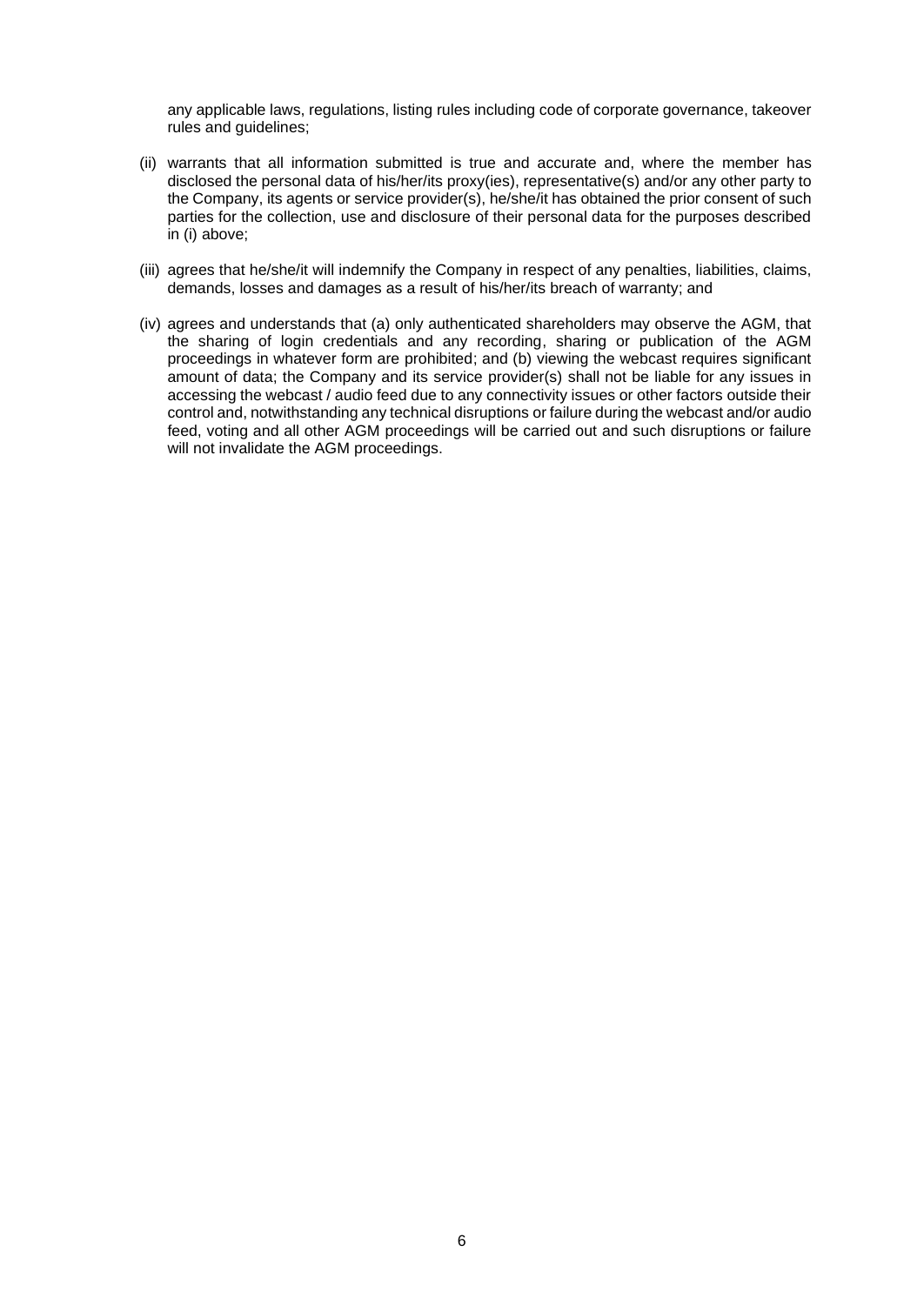any applicable laws, regulations, listing rules including code of corporate governance, takeover rules and guidelines;

(ii) warrants that all information submitted is true and accurate and, where the member has disclosed the personal data of his/her/its proxy(ies), representative(s) and/or any other party to the Company, its agents or service provider(s), he/she/it has obtained the prior consent of such parties for the collection, use and disclosure of their personal data for the purposes described in (i) above;

(iii) agrees that he/she/it will indemnify the Company in respect of any penalties, liabilities, claims, demands, losses and damages as a result of his/her/its breach of warranty; and

(iv) agrees and understands that (a) only authenticated shareholders may observe the AGM, that the sharing of login credentials and any recording, sharing or publication of the AGM proceedings in whatever form are prohibited; and (b) viewing the webcast requires significant amount of data; the Company and its service provider(s) shall not be liable for any issues in accessing the webcast / audio feed due to any connectivity issues or other factors outside their control and, notwithstanding any technical disruptions or failure during the webcast and/or audio feed, voting and all other AGM proceedings will be carried out and such disruptions or failure will not invalidate the AGM proceedings.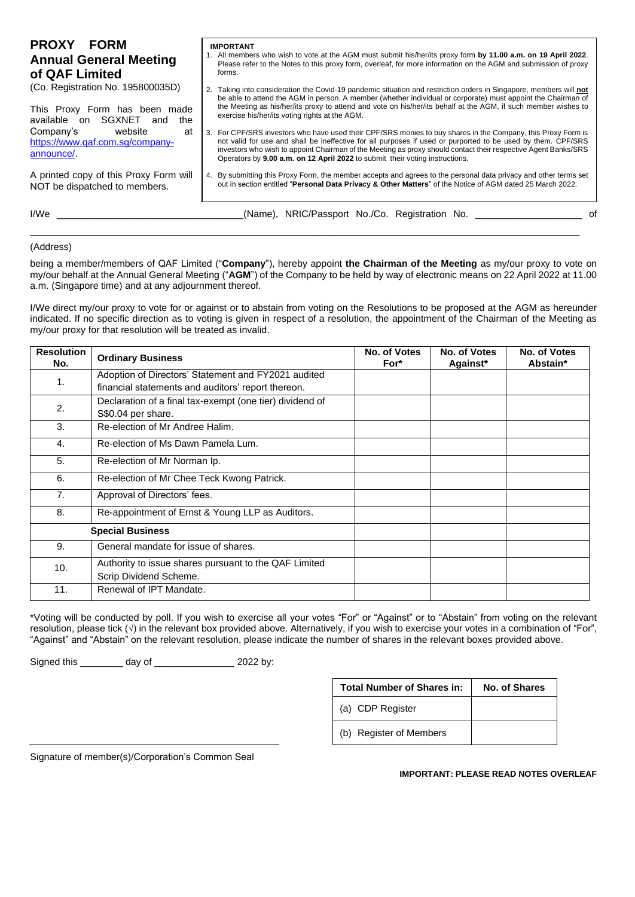# PROXY FORM
## Annual General Meeting of QAF Limited

(Co. Registration No. 195800035D)

This Proxy Form has been made available on SGXNET and the Company's website at https://www.qaf.com.sg/company-announce/.

A printed copy of this Proxy Form will NOT be dispatched to members.

**IMPORTANT**

1. All members who wish to vote at the AGM must submit his/her/its proxy form **by 11.00 a.m. on 19 April 2022**. Please refer to the Notes to this proxy form, overleaf, for more information on the AGM and submission of proxy forms.
2. Taking into consideration the Covid-19 pandemic situation and restriction orders in Singapore, members will **not** be able to attend the AGM in person. A member (whether individual or corporate) must appoint the Chairman of the Meeting as his/her/its proxy to attend and vote on his/her/its behalf at the AGM, if such member wishes to exercise his/her/its voting rights at the AGM.
3. For CPF/SRS investors who have used their CPF/SRS monies to buy shares in the Company, this Proxy Form is not valid for use and shall be ineffective for all purposes if used or purported to be used by them. CPF/SRS investors who wish to appoint Chairman of the Meeting as proxy should contact their respective Agent Banks/SRS Operators by **9.00 a.m. on 12 April 2022** to submit their voting instructions.
4. By submitting this Proxy Form, the member accepts and agrees to the personal data privacy and other terms set out in section entitled "**Personal Data Privacy & Other Matters**" of the Notice of AGM dated 25 March 2022.

I/We ________________________________(Name), NRIC/Passport No./Co. Registration No. ____________________ of

_____________________________________________________________________________________________

(Address)

being a member/members of QAF Limited ("**Company**"), hereby appoint **the Chairman of the Meeting** as my/our proxy to vote on my/our behalf at the Annual General Meeting ("**AGM**") of the Company to be held by way of electronic means on 22 April 2022 at 11.00 a.m. (Singapore time) and at any adjournment thereof.

I/We direct my/our proxy to vote for or against or to abstain from voting on the Resolutions to be proposed at the AGM as hereunder indicated. If no specific direction as to voting is given in respect of a resolution, the appointment of the Chairman of the Meeting as my/our proxy for that resolution will be treated as invalid.

| Resolution No. | Ordinary Business | No. of Votes For* | No. of Votes Against* | No. of Votes Abstain* |
|---|---|---|---|---|
| 1. | Adoption of Directors' Statement and FY2021 audited financial statements and auditors' report thereon. | | | |
| 2. | Declaration of a final tax-exempt (one tier) dividend of S$0.04 per share. | | | |
| 3. | Re-election of Mr Andree Halim. | | | |
| 4. | Re-election of Ms Dawn Pamela Lum. | | | |
| 5. | Re-election of Mr Norman Ip. | | | |
| 6. | Re-election of Mr Chee Teck Kwong Patrick. | | | |
| 7. | Approval of Directors' fees. | | | |
| 8. | Re-appointment of Ernst & Young LLP as Auditors. | | | |
| | **Special Business** | | | |
| 9. | General mandate for issue of shares. | | | |
| 10. | Authority to issue shares pursuant to the QAF Limited Scrip Dividend Scheme. | | | |
| 11. | Renewal of IPT Mandate. | | | |

*Voting will be conducted by poll. If you wish to exercise all your votes "For" or "Against" or to "Abstain" from voting on the relevant resolution, please tick (√) in the relevant box provided above. Alternatively, if you wish to exercise your votes in a combination of "For", "Against" and "Abstain" on the relevant resolution, please indicate the number of shares in the relevant boxes provided above.

Signed this ________ day of _______________ 2022 by:

| Total Number of Shares in: | No. of Shares |
|---|---|
| (a) CDP Register | |
| (b) Register of Members | |

_____________________________________

Signature of member(s)/Corporation's Common Seal

**IMPORTANT: PLEASE READ NOTES OVERLEAF**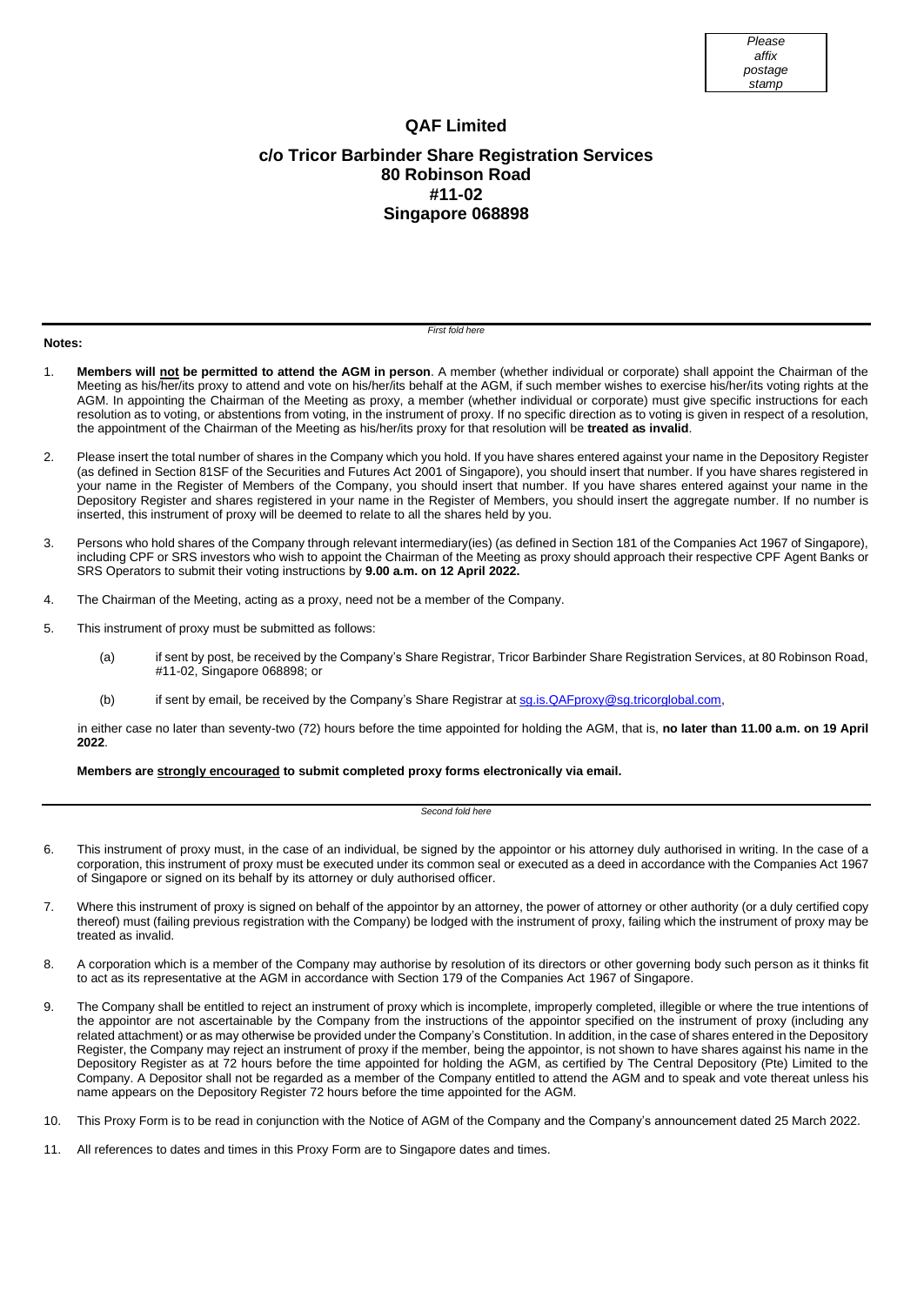Please affix postage stamp

**QAF Limited**

**c/o Tricor Barbinder Share Registration Services**
**80 Robinson Road**
**#11-02**
**Singapore 068898**

*First fold here*

**Notes:**

1. **Members will not be permitted to attend the AGM in person**. A member (whether individual or corporate) shall appoint the Chairman of the Meeting as his/her/its proxy to attend and vote on his/her/its behalf at the AGM, if such member wishes to exercise his/her/its voting rights at the AGM. In appointing the Chairman of the Meeting as proxy, a member (whether individual or corporate) must give specific instructions for each resolution as to voting, or abstentions from voting, in the instrument of proxy. If no specific direction as to voting is given in respect of a resolution, the appointment of the Chairman of the Meeting as his/her/its proxy for that resolution will be **treated as invalid**.

2. Please insert the total number of shares in the Company which you hold. If you have shares entered against your name in the Depository Register (as defined in Section 81SF of the Securities and Futures Act 2001 of Singapore), you should insert that number. If you have shares registered in your name in the Register of Members of the Company, you should insert that number. If you have shares entered against your name in the Depository Register and shares registered in your name in the Register of Members, you should insert the aggregate number. If no number is inserted, this instrument of proxy will be deemed to relate to all the shares held by you.

3. Persons who hold shares of the Company through relevant intermediary(ies) (as defined in Section 181 of the Companies Act 1967 of Singapore), including CPF or SRS investors who wish to appoint the Chairman of the Meeting as proxy should approach their respective CPF Agent Banks or SRS Operators to submit their voting instructions by **9.00 a.m. on 12 April 2022.**

4. The Chairman of the Meeting, acting as a proxy, need not be a member of the Company.

5. This instrument of proxy must be submitted as follows:

   (a) if sent by post, be received by the Company's Share Registrar, Tricor Barbinder Share Registration Services, at 80 Robinson Road, #11-02, Singapore 068898; or

   (b) if sent by email, be received by the Company's Share Registrar at sg.is.QAFproxy@sg.tricorglobal.com,

   in either case no later than seventy-two (72) hours before the time appointed for holding the AGM, that is, **no later than 11.00 a.m. on 19 April 2022**.

   **Members are strongly encouraged to submit completed proxy forms electronically via email.**

*Second fold here*

6. This instrument of proxy must, in the case of an individual, be signed by the appointor or his attorney duly authorised in writing. In the case of a corporation, this instrument of proxy must be executed under its common seal or executed as a deed in accordance with the Companies Act 1967 of Singapore or signed on its behalf by its attorney or duly authorised officer.

7. Where this instrument of proxy is signed on behalf of the appointor by an attorney, the power of attorney or other authority (or a duly certified copy thereof) must (failing previous registration with the Company) be lodged with the instrument of proxy, failing which the instrument of proxy may be treated as invalid.

8. A corporation which is a member of the Company may authorise by resolution of its directors or other governing body such person as it thinks fit to act as its representative at the AGM in accordance with Section 179 of the Companies Act 1967 of Singapore.

9. The Company shall be entitled to reject an instrument of proxy which is incomplete, improperly completed, illegible or where the true intentions of the appointor are not ascertainable by the Company from the instructions of the appointor specified on the instrument of proxy (including any related attachment) or as may otherwise be provided under the Company's Constitution. In addition, in the case of shares entered in the Depository Register, the Company may reject an instrument of proxy if the member, being the appointor, is not shown to have shares against his name in the Depository Register as at 72 hours before the time appointed for holding the AGM, as certified by The Central Depository (Pte) Limited to the Company. A Depositor shall not be regarded as a member of the Company entitled to attend the AGM and to speak and vote thereat unless his name appears on the Depository Register 72 hours before the time appointed for the AGM.

10. This Proxy Form is to be read in conjunction with the Notice of AGM of the Company and the Company's announcement dated 25 March 2022.

11. All references to dates and times in this Proxy Form are to Singapore dates and times.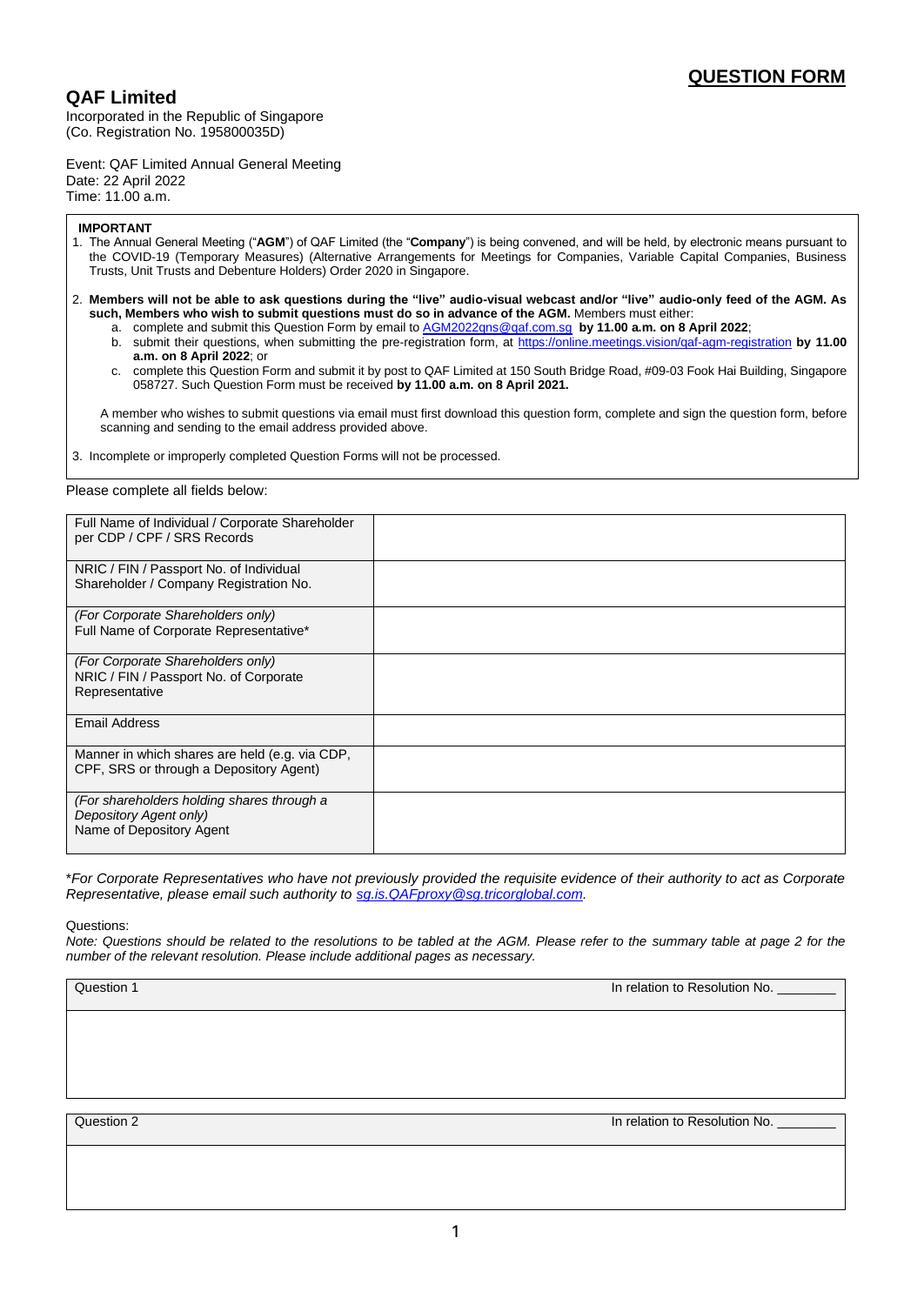# QUESTION FORM

## QAF Limited

Incorporated in the Republic of Singapore
(Co. Registration No. 195800035D)

Event: QAF Limited Annual General Meeting
Date: 22 April 2022
Time: 11.00 a.m.

**IMPORTANT**

1. The Annual General Meeting ("**AGM**") of QAF Limited (the "**Company**") is being convened, and will be held, by electronic means pursuant to the COVID-19 (Temporary Measures) (Alternative Arrangements for Meetings for Companies, Variable Capital Companies, Business Trusts, Unit Trusts and Debenture Holders) Order 2020 in Singapore.

2. **Members will not be able to ask questions during the "live" audio-visual webcast and/or "live" audio-only feed of the AGM. As such, Members who wish to submit questions must do so in advance of the AGM.** Members must either:
   a. complete and submit this Question Form by email to AGM2022qns@qaf.com.sg **by 11.00 a.m. on 8 April 2022**;
   b. submit their questions, when submitting the pre-registration form, at https://online.meetings.vision/qaf-agm-registration **by 11.00 a.m. on 8 April 2022**; or
   c. complete this Question Form and submit it by post to QAF Limited at 150 South Bridge Road, #09-03 Fook Hai Building, Singapore 058727. Such Question Form must be received **by 11.00 a.m. on 8 April 2021.**

   A member who wishes to submit questions via email must first download this question form, complete and sign the question form, before scanning and sending to the email address provided above.

3. Incomplete or improperly completed Question Forms will not be processed.

Please complete all fields below:

| | |
|---|---|
| Full Name of Individual / Corporate Shareholder per CDP / CPF / SRS Records | |
| NRIC / FIN / Passport No. of Individual Shareholder / Company Registration No. | |
| *(For Corporate Shareholders only)* Full Name of Corporate Representative* | |
| *(For Corporate Shareholders only)* NRIC / FIN / Passport No. of Corporate Representative | |
| Email Address | |
| Manner in which shares are held (e.g. via CDP, CPF, SRS or through a Depository Agent) | |
| *(For shareholders holding shares through a Depository Agent only)* Name of Depository Agent | |

\**For Corporate Representatives who have not previously provided the requisite evidence of their authority to act as Corporate Representative, please email such authority to sg.is.QAFproxy@sg.tricorglobal.com.*

Questions:

*Note: Questions should be related to the resolutions to be tabled at the AGM. Please refer to the summary table at page 2 for the number of the relevant resolution. Please include additional pages as necessary.*

| Question 1 | In relation to Resolution No. ________ |
|---|---|
| | |

| Question 2 | In relation to Resolution No. ________ |
|---|---|
| | |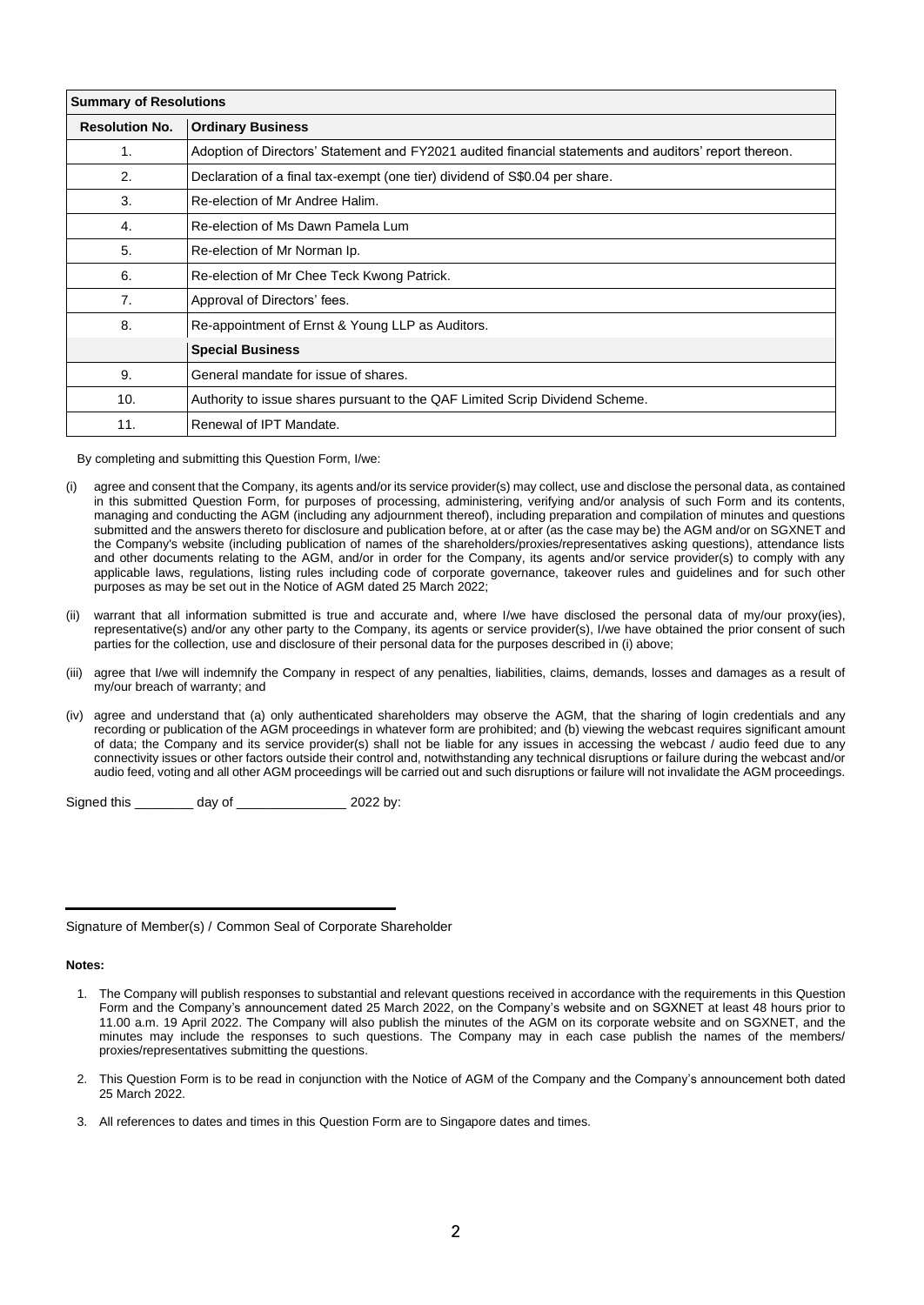| Summary of Resolutions | |
|---|---|
| **Resolution No.** | **Ordinary Business** |
| 1. | Adoption of Directors' Statement and FY2021 audited financial statements and auditors' report thereon. |
| 2. | Declaration of a final tax-exempt (one tier) dividend of S$0.04 per share. |
| 3. | Re-election of Mr Andree Halim. |
| 4. | Re-election of Ms Dawn Pamela Lum |
| 5. | Re-election of Mr Norman Ip. |
| 6. | Re-election of Mr Chee Teck Kwong Patrick. |
| 7. | Approval of Directors' fees. |
| 8. | Re-appointment of Ernst & Young LLP as Auditors. |
| | **Special Business** |
| 9. | General mandate for issue of shares. |
| 10. | Authority to issue shares pursuant to the QAF Limited Scrip Dividend Scheme. |
| 11. | Renewal of IPT Mandate. |

By completing and submitting this Question Form, I/we:

(i) agree and consent that the Company, its agents and/or its service provider(s) may collect, use and disclose the personal data, as contained in this submitted Question Form, for purposes of processing, administering, verifying and/or analysis of such Form and its contents, managing and conducting the AGM (including any adjournment thereof), including preparation and compilation of minutes and questions submitted and the answers thereto for disclosure and publication before, at or after (as the case may be) the AGM and/or on SGXNET and the Company's website (including publication of names of the shareholders/proxies/representatives asking questions), attendance lists and other documents relating to the AGM, and/or in order for the Company, its agents and/or service provider(s) to comply with any applicable laws, regulations, listing rules including code of corporate governance, takeover rules and guidelines and for such other purposes as may be set out in the Notice of AGM dated 25 March 2022;

(ii) warrant that all information submitted is true and accurate and, where I/we have disclosed the personal data of my/our proxy(ies), representative(s) and/or any other party to the Company, its agents or service provider(s), I/we have obtained the prior consent of such parties for the collection, use and disclosure of their personal data for the purposes described in (i) above;

(iii) agree that I/we will indemnify the Company in respect of any penalties, liabilities, claims, demands, losses and damages as a result of my/our breach of warranty; and

(iv) agree and understand that (a) only authenticated shareholders may observe the AGM, that the sharing of login credentials and any recording or publication of the AGM proceedings in whatever form are prohibited; and (b) viewing the webcast requires significant amount of data; the Company and its service provider(s) shall not be liable for any issues in accessing the webcast / audio feed due to any connectivity issues or other factors outside their control and, notwithstanding any technical disruptions or failure during the webcast and/or audio feed, voting and all other AGM proceedings will be carried out and such disruptions or failure will not invalidate the AGM proceedings.

Signed this ________ day of _______________ 2022 by:

_____________________________________

Signature of Member(s) / Common Seal of Corporate Shareholder

**Notes:**

1. The Company will publish responses to substantial and relevant questions received in accordance with the requirements in this Question Form and the Company's announcement dated 25 March 2022, on the Company's website and on SGXNET at least 48 hours prior to 11.00 a.m. 19 April 2022. The Company will also publish the minutes of the AGM on its corporate website and on SGXNET, and the minutes may include the responses to such questions. The Company may in each case publish the names of the members/ proxies/representatives submitting the questions.

2. This Question Form is to be read in conjunction with the Notice of AGM of the Company and the Company's announcement both dated 25 March 2022.

3. All references to dates and times in this Question Form are to Singapore dates and times.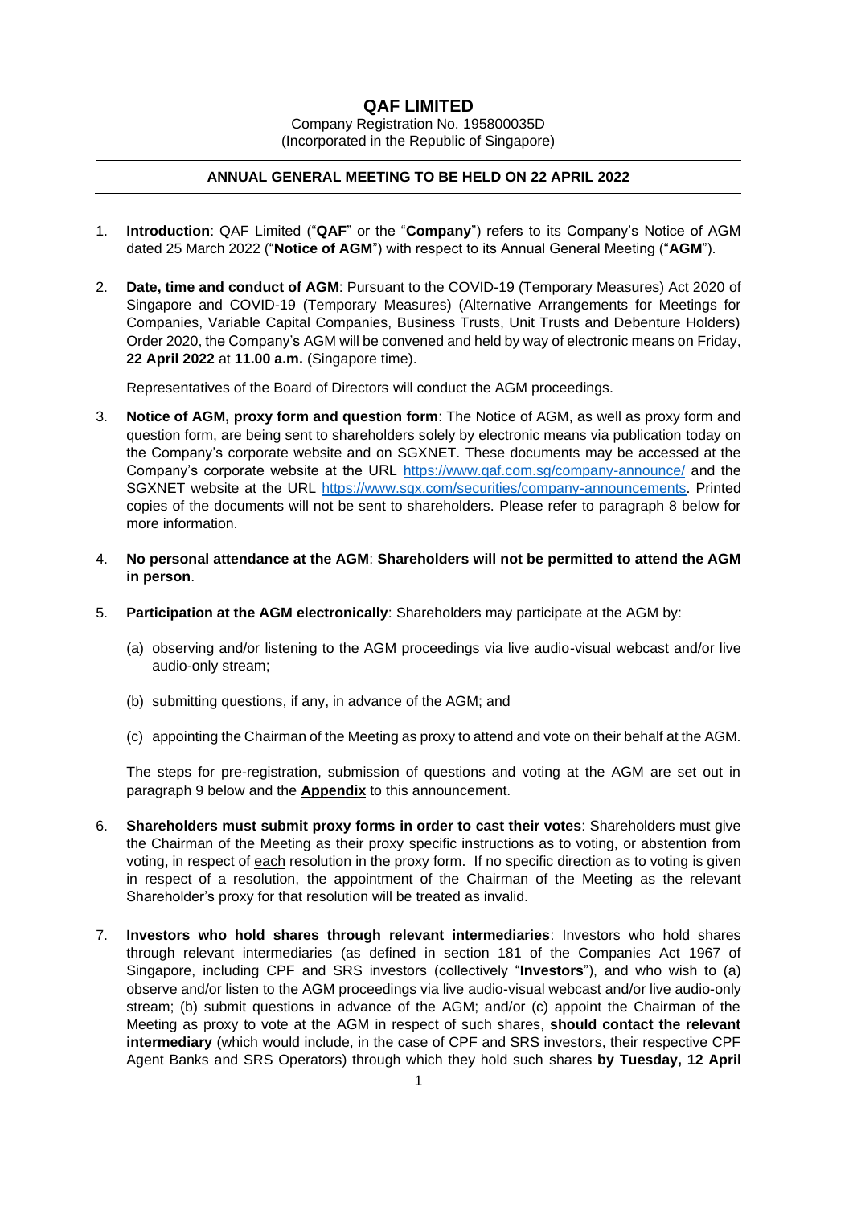# QAF LIMITED

Company Registration No. 195800035D
(Incorporated in the Republic of Singapore)

---

**ANNUAL GENERAL MEETING TO BE HELD ON 22 APRIL 2022**

---

1. **Introduction**: QAF Limited ("**QAF**" or the "**Company**") refers to its Company's Notice of AGM dated 25 March 2022 ("**Notice of AGM**") with respect to its Annual General Meeting ("**AGM**").

2. **Date, time and conduct of AGM**: Pursuant to the COVID-19 (Temporary Measures) Act 2020 of Singapore and COVID-19 (Temporary Measures) (Alternative Arrangements for Meetings for Companies, Variable Capital Companies, Business Trusts, Unit Trusts and Debenture Holders) Order 2020, the Company's AGM will be convened and held by way of electronic means on Friday, **22 April 2022** at **11.00 a.m.** (Singapore time).

   Representatives of the Board of Directors will conduct the AGM proceedings.

3. **Notice of AGM, proxy form and question form**: The Notice of AGM, as well as proxy form and question form, are being sent to shareholders solely by electronic means via publication today on the Company's corporate website and on SGXNET. These documents may be accessed at the Company's corporate website at the URL https://www.qaf.com.sg/company-announce/ and the SGXNET website at the URL https://www.sgx.com/securities/company-announcements. Printed copies of the documents will not be sent to shareholders. Please refer to paragraph 8 below for more information.

4. **No personal attendance at the AGM**: **Shareholders will not be permitted to attend the AGM in person**.

5. **Participation at the AGM electronically**: Shareholders may participate at the AGM by:

   (a) observing and/or listening to the AGM proceedings via live audio-visual webcast and/or live audio-only stream;

   (b) submitting questions, if any, in advance of the AGM; and

   (c) appointing the Chairman of the Meeting as proxy to attend and vote on their behalf at the AGM.

   The steps for pre-registration, submission of questions and voting at the AGM are set out in paragraph 9 below and the **Appendix** to this announcement.

6. **Shareholders must submit proxy forms in order to cast their votes**: Shareholders must give the Chairman of the Meeting as their proxy specific instructions as to voting, or abstention from voting, in respect of each resolution in the proxy form. If no specific direction as to voting is given in respect of a resolution, the appointment of the Chairman of the Meeting as the relevant Shareholder's proxy for that resolution will be treated as invalid.

7. **Investors who hold shares through relevant intermediaries**: Investors who hold shares through relevant intermediaries (as defined in section 181 of the Companies Act 1967 of Singapore, including CPF and SRS investors (collectively "**Investors**"), and who wish to (a) observe and/or listen to the AGM proceedings via live audio-visual webcast and/or live audio-only stream; (b) submit questions in advance of the AGM; and/or (c) appoint the Chairman of the Meeting as proxy to vote at the AGM in respect of such shares, **should contact the relevant intermediary** (which would include, in the case of CPF and SRS investors, their respective CPF Agent Banks and SRS Operators) through which they hold such shares **by Tuesday, 12 April**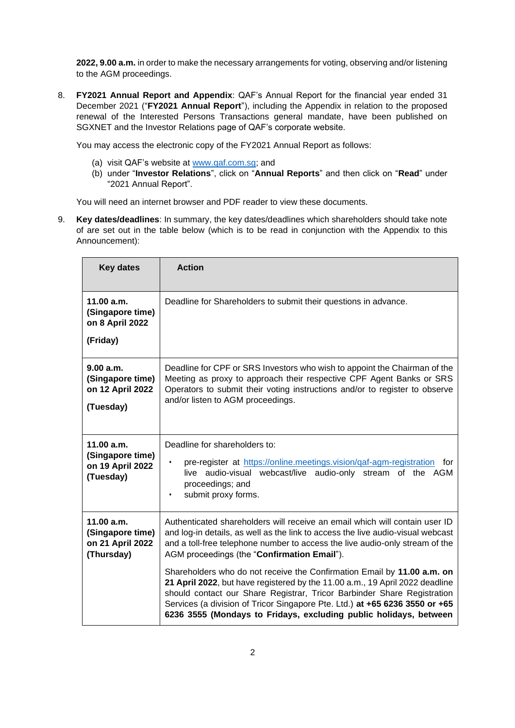**2022, 9.00 a.m.** in order to make the necessary arrangements for voting, observing and/or listening to the AGM proceedings.

8. **FY2021 Annual Report and Appendix**: QAF's Annual Report for the financial year ended 31 December 2021 ("**FY2021 Annual Report**"), including the Appendix in relation to the proposed renewal of the Interested Persons Transactions general mandate, have been published on SGXNET and the Investor Relations page of QAF's corporate website.

   You may access the electronic copy of the FY2021 Annual Report as follows:

   (a) visit QAF's website at www.qaf.com.sg; and
   (b) under "**Investor Relations**", click on "**Annual Reports**" and then click on "**Read**" under "2021 Annual Report".

   You will need an internet browser and PDF reader to view these documents.

9. **Key dates/deadlines**: In summary, the key dates/deadlines which shareholders should take note of are set out in the table below (which is to be read in conjunction with the Appendix to this Announcement):

| Key dates | Action |
|---|---|
| **11.00 a.m. (Singapore time) on 8 April 2022 (Friday)** | Deadline for Shareholders to submit their questions in advance. |
| **9.00 a.m. (Singapore time) on 12 April 2022 (Tuesday)** | Deadline for CPF or SRS Investors who wish to appoint the Chairman of the Meeting as proxy to approach their respective CPF Agent Banks or SRS Operators to submit their voting instructions and/or to register to observe and/or listen to AGM proceedings. |
| **11.00 a.m. (Singapore time) on 19 April 2022 (Tuesday)** | Deadline for shareholders to: • pre-register at https://online.meetings.vision/qaf-agm-registration for live audio-visual webcast/live audio-only stream of the AGM proceedings; and • submit proxy forms. |
| **11.00 a.m. (Singapore time) on 21 April 2022 (Thursday)** | Authenticated shareholders will receive an email which will contain user ID and log-in details, as well as the link to access the live audio-visual webcast and a toll-free telephone number to access the live audio-only stream of the AGM proceedings (the "**Confirmation Email**"). Shareholders who do not receive the Confirmation Email by **11.00 a.m. on 21 April 2022**, but have registered by the 11.00 a.m., 19 April 2022 deadline should contact our Share Registrar, Tricor Barbinder Share Registration Services (a division of Tricor Singapore Pte. Ltd.) **at +65 6236 3550 or +65 6236 3555 (Mondays to Fridays, excluding public holidays, between** |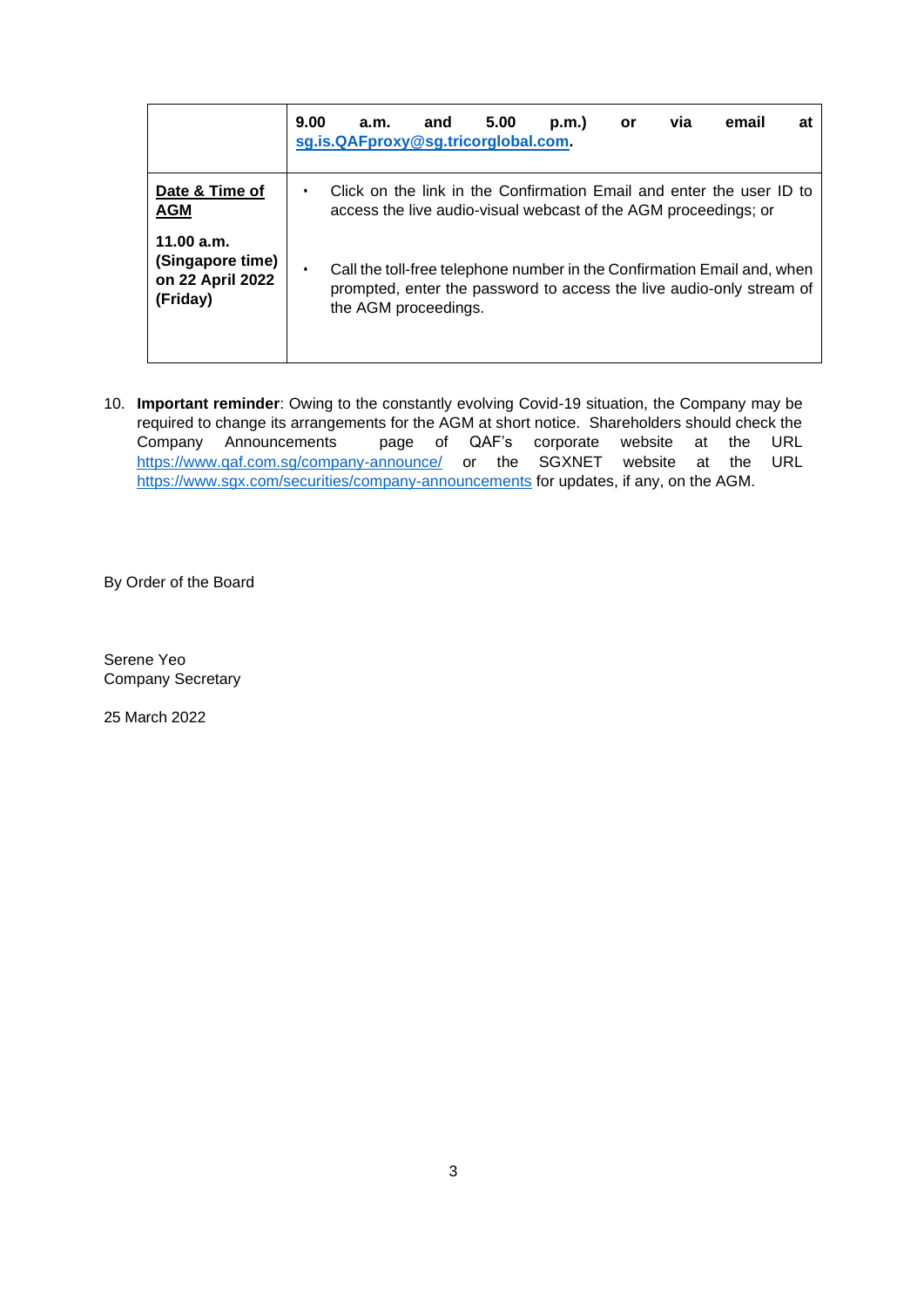| | |
|---|---|
| | **9.00 a.m. and 5.00 p.m.) or via email at sg.is.QAFproxy@sg.tricorglobal.com.** |
| **Date & Time of AGM**<br><br>**11.00 a.m. (Singapore time) on 22 April 2022 (Friday)** | • Click on the link in the Confirmation Email and enter the user ID to access the live audio-visual webcast of the AGM proceedings; or<br><br>• Call the toll-free telephone number in the Confirmation Email and, when prompted, enter the password to access the live audio-only stream of the AGM proceedings. |

10. **Important reminder**: Owing to the constantly evolving Covid-19 situation, the Company may be required to change its arrangements for the AGM at short notice. Shareholders should check the Company Announcements page of QAF's corporate website at the URL https://www.qaf.com.sg/company-announce/ or the SGXNET website at the URL https://www.sgx.com/securities/company-announcements for updates, if any, on the AGM.

By Order of the Board

Serene Yeo
Company Secretary

25 March 2022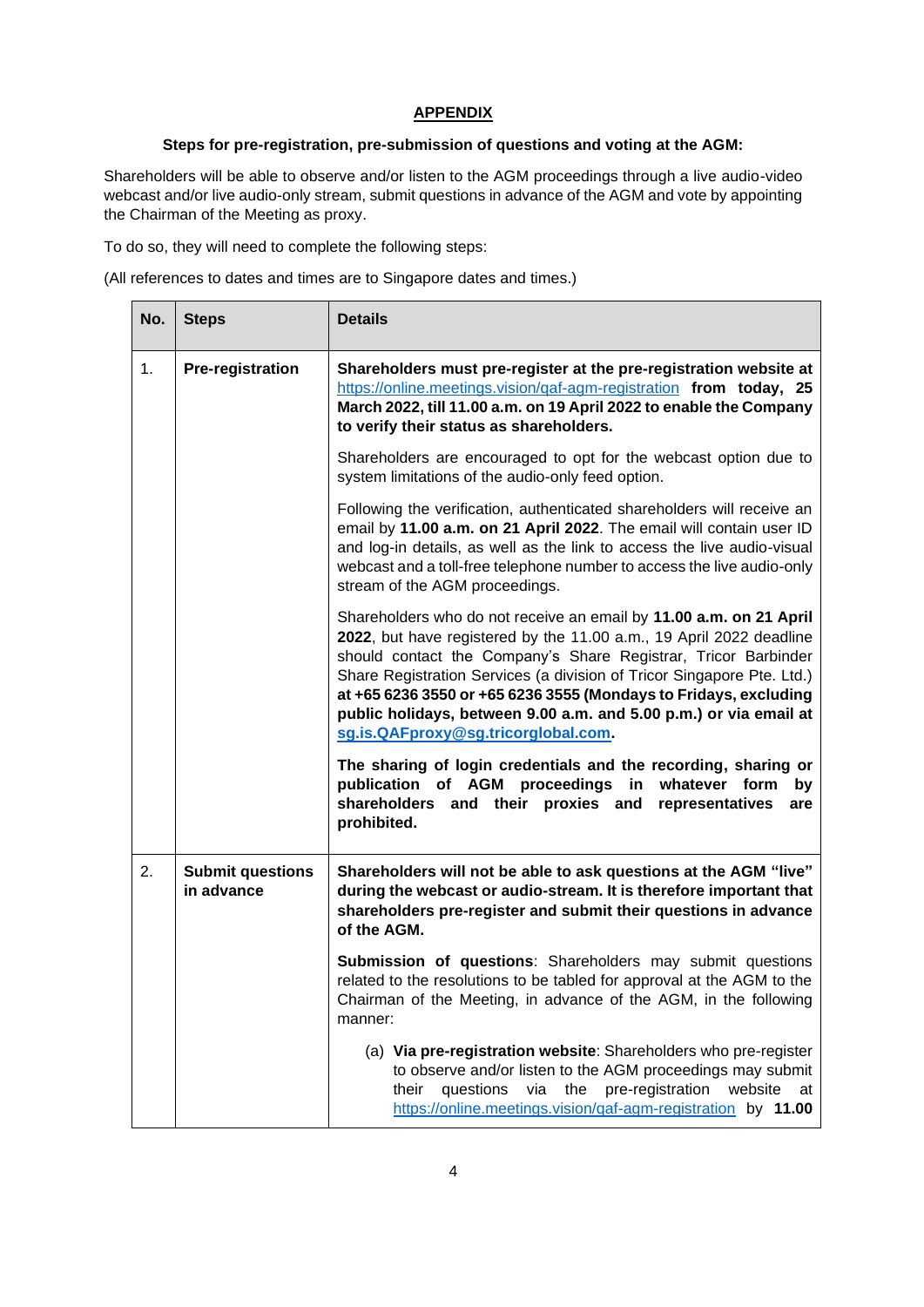## APPENDIX

**Steps for pre-registration, pre-submission of questions and voting at the AGM:**

Shareholders will be able to observe and/or listen to the AGM proceedings through a live audio-video webcast and/or live audio-only stream, submit questions in advance of the AGM and vote by appointing the Chairman of the Meeting as proxy.

To do so, they will need to complete the following steps:

(All references to dates and times are to Singapore dates and times.)

| No. | Steps | Details |
|---|---|---|
| 1. | **Pre-registration** | **Shareholders must pre-register at the pre-registration website at** https://online.meetings.vision/qaf-agm-registration **from today, 25 March 2022, till 11.00 a.m. on 19 April 2022 to enable the Company to verify their status as shareholders.**<br><br>Shareholders are encouraged to opt for the webcast option due to system limitations of the audio-only feed option.<br><br>Following the verification, authenticated shareholders will receive an email by **11.00 a.m. on 21 April 2022**. The email will contain user ID and log-in details, as well as the link to access the live audio-visual webcast and a toll-free telephone number to access the live audio-only stream of the AGM proceedings.<br><br>Shareholders who do not receive an email by **11.00 a.m. on 21 April 2022**, but have registered by the 11.00 a.m., 19 April 2022 deadline should contact the Company's Share Registrar, Tricor Barbinder Share Registration Services (a division of Tricor Singapore Pte. Ltd.) **at +65 6236 3550 or +65 6236 3555 (Mondays to Fridays, excluding public holidays, between 9.00 a.m. and 5.00 p.m.) or via email at sg.is.QAFproxy@sg.tricorglobal.com.**<br><br>**The sharing of login credentials and the recording, sharing or publication of AGM proceedings in whatever form by shareholders and their proxies and representatives are prohibited.** |
| 2. | **Submit questions in advance** | **Shareholders will not be able to ask questions at the AGM "live" during the webcast or audio-stream. It is therefore important that shareholders pre-register and submit their questions in advance of the AGM.**<br><br>**Submission of questions**: Shareholders may submit questions related to the resolutions to be tabled for approval at the AGM to the Chairman of the Meeting, in advance of the AGM, in the following manner:<br><br>(a) **Via pre-registration website**: Shareholders who pre-register to observe and/or listen to the AGM proceedings may submit their questions via the pre-registration website at https://online.meetings.vision/qaf-agm-registration by **11.00** |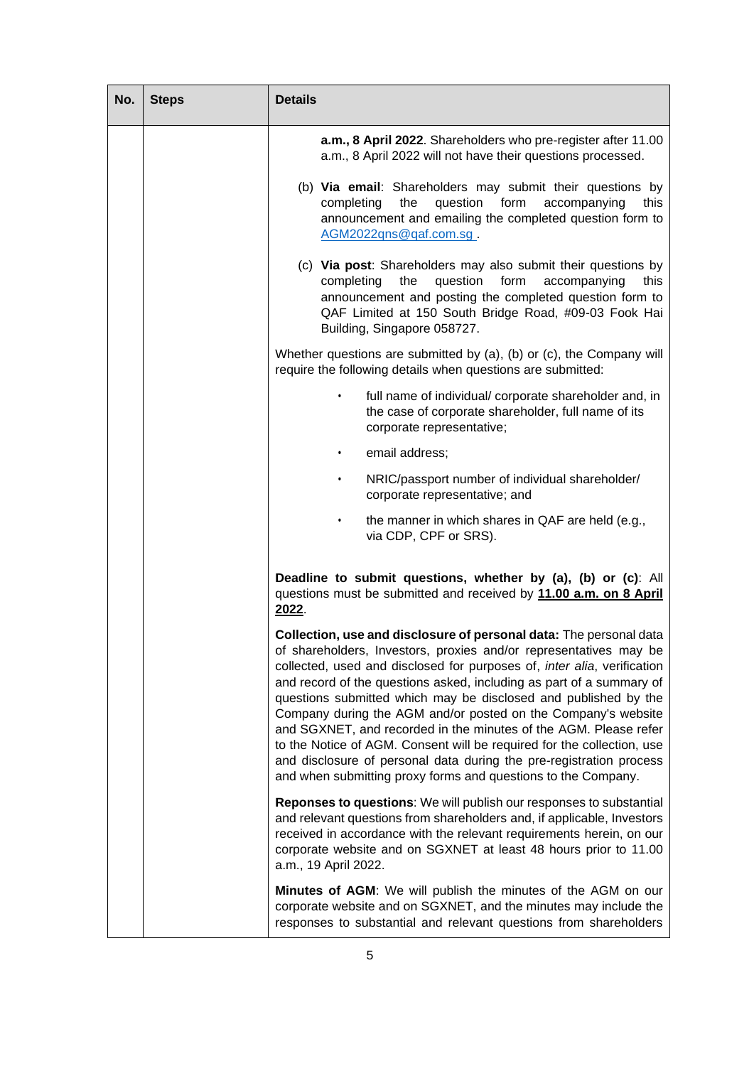| No. | Steps | Details |
|---|---|---|
| | | **a.m., 8 April 2022**. Shareholders who pre-register after 11.00 a.m., 8 April 2022 will not have their questions processed.<br><br>(b) **Via email**: Shareholders may submit their questions by completing the question form accompanying this announcement and emailing the completed question form to AGM2022qns@qaf.com.sg .<br><br>(c) **Via post**: Shareholders may also submit their questions by completing the question form accompanying this announcement and posting the completed question form to QAF Limited at 150 South Bridge Road, #09-03 Fook Hai Building, Singapore 058727.<br><br>Whether questions are submitted by (a), (b) or (c), the Company will require the following details when questions are submitted:<br><br>• full name of individual/ corporate shareholder and, in the case of corporate shareholder, full name of its corporate representative;<br>• email address;<br>• NRIC/passport number of individual shareholder/ corporate representative; and<br>• the manner in which shares in QAF are held (e.g., via CDP, CPF or SRS).<br><br>**Deadline to submit questions, whether by (a), (b) or (c)**: All questions must be submitted and received by **11.00 a.m. on 8 April 2022**.<br><br>**Collection, use and disclosure of personal data:** The personal data of shareholders, Investors, proxies and/or representatives may be collected, used and disclosed for purposes of, *inter alia*, verification and record of the questions asked, including as part of a summary of questions submitted which may be disclosed and published by the Company during the AGM and/or posted on the Company's website and SGXNET, and recorded in the minutes of the AGM. Please refer to the Notice of AGM. Consent will be required for the collection, use and disclosure of personal data during the pre-registration process and when submitting proxy forms and questions to the Company.<br><br>**Reponses to questions**: We will publish our responses to substantial and relevant questions from shareholders and, if applicable, Investors received in accordance with the relevant requirements herein, on our corporate website and on SGXNET at least 48 hours prior to 11.00 a.m., 19 April 2022.<br><br>**Minutes of AGM**: We will publish the minutes of the AGM on our corporate website and on SGXNET, and the minutes may include the responses to substantial and relevant questions from shareholders |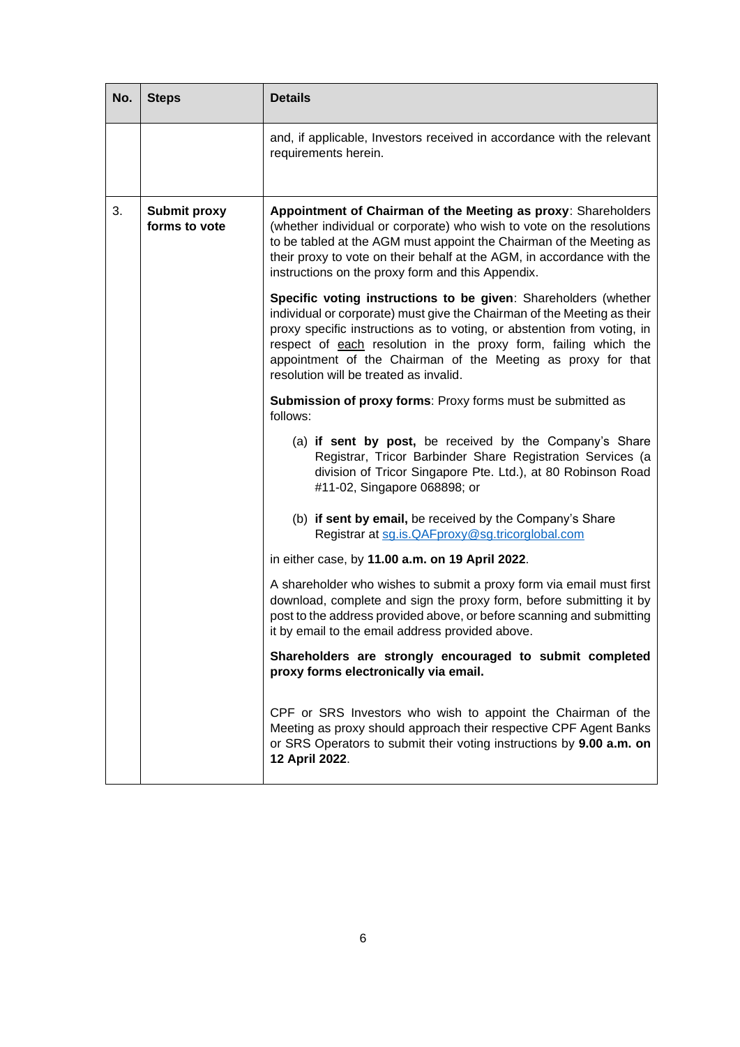| No. | Steps | Details |
|---|---|---|
| | | and, if applicable, Investors received in accordance with the relevant requirements herein. |
| 3. | **Submit proxy forms to vote** | **Appointment of Chairman of the Meeting as proxy**: Shareholders (whether individual or corporate) who wish to vote on the resolutions to be tabled at the AGM must appoint the Chairman of the Meeting as their proxy to vote on their behalf at the AGM, in accordance with the instructions on the proxy form and this Appendix.<br><br>**Specific voting instructions to be given**: Shareholders (whether individual or corporate) must give the Chairman of the Meeting as their proxy specific instructions as to voting, or abstention from voting, in respect of <u>each</u> resolution in the proxy form, failing which the appointment of the Chairman of the Meeting as proxy for that resolution will be treated as invalid.<br><br>**Submission of proxy forms**: Proxy forms must be submitted as follows:<br><br>(a) **if sent by post,** be received by the Company's Share Registrar, Tricor Barbinder Share Registration Services (a division of Tricor Singapore Pte. Ltd.), at 80 Robinson Road #11-02, Singapore 068898; or<br><br>(b) **if sent by email,** be received by the Company's Share Registrar at sg.is.QAFproxy@sg.tricorglobal.com<br><br>in either case, by **11.00 a.m. on 19 April 2022**.<br><br>A shareholder who wishes to submit a proxy form via email must first download, complete and sign the proxy form, before submitting it by post to the address provided above, or before scanning and submitting it by email to the email address provided above.<br><br>**Shareholders are strongly encouraged to submit completed proxy forms electronically via email.**<br><br>CPF or SRS Investors who wish to appoint the Chairman of the Meeting as proxy should approach their respective CPF Agent Banks or SRS Operators to submit their voting instructions by **9.00 a.m. on 12 April 2022**. |